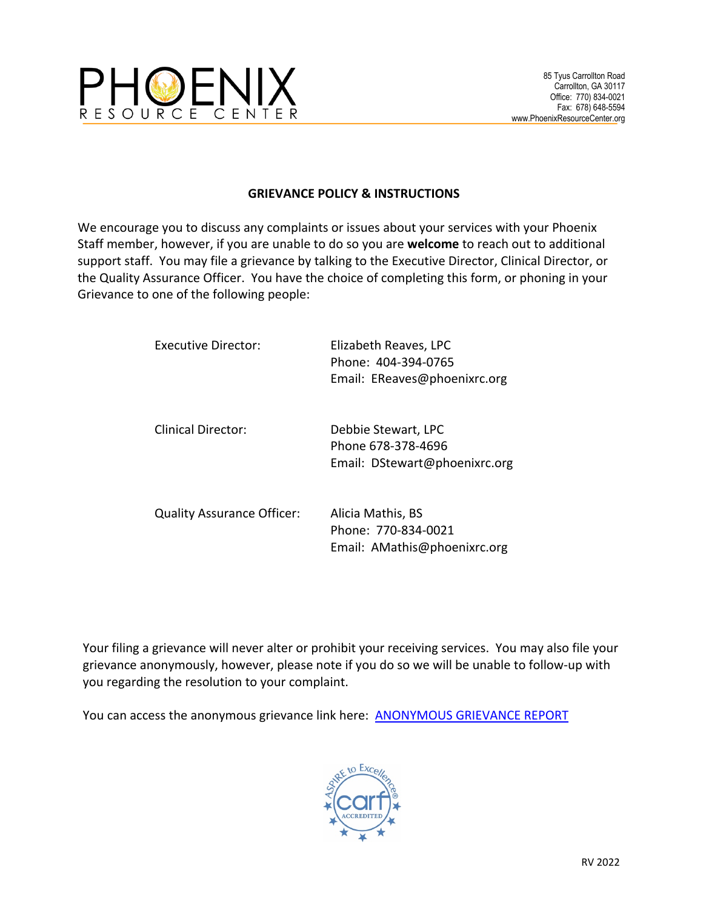PHOENIX RESOURCE CENTER

85 Tyus Carrollton Road
Carrollton, GA 30117
Office: 770) 834-0021
Fax: 678) 648-5594
www.PhoenixResourceCenter.org

## GRIEVANCE POLICY & INSTRUCTIONS

We encourage you to discuss any complaints or issues about your services with your Phoenix Staff member, however, if you are unable to do so you are **welcome** to reach out to additional support staff. You may file a grievance by talking to the Executive Director, Clinical Director, or the Quality Assurance Officer. You have the choice of completing this form, or phoning in your Grievance to one of the following people:

| | |
|---|---|
| Executive Director: | Elizabeth Reaves, LPC<br>Phone: 404-394-0765<br>Email: EReaves@phoenixrc.org |
| Clinical Director: | Debbie Stewart, LPC<br>Phone 678-378-4696<br>Email: DStewart@phoenixrc.org |
| Quality Assurance Officer: | Alicia Mathis, BS<br>Phone: 770-834-0021<br>Email: AMathis@phoenixrc.org |

Your filing a grievance will never alter or prohibit your receiving services. You may also file your grievance anonymously, however, please note if you do so we will be unable to follow-up with you regarding the resolution to your complaint.

You can access the anonymous grievance link here: ANONYMOUS GRIEVANCE REPORT

ASPIRE to Excellence® carf ACCREDITED

RV 2022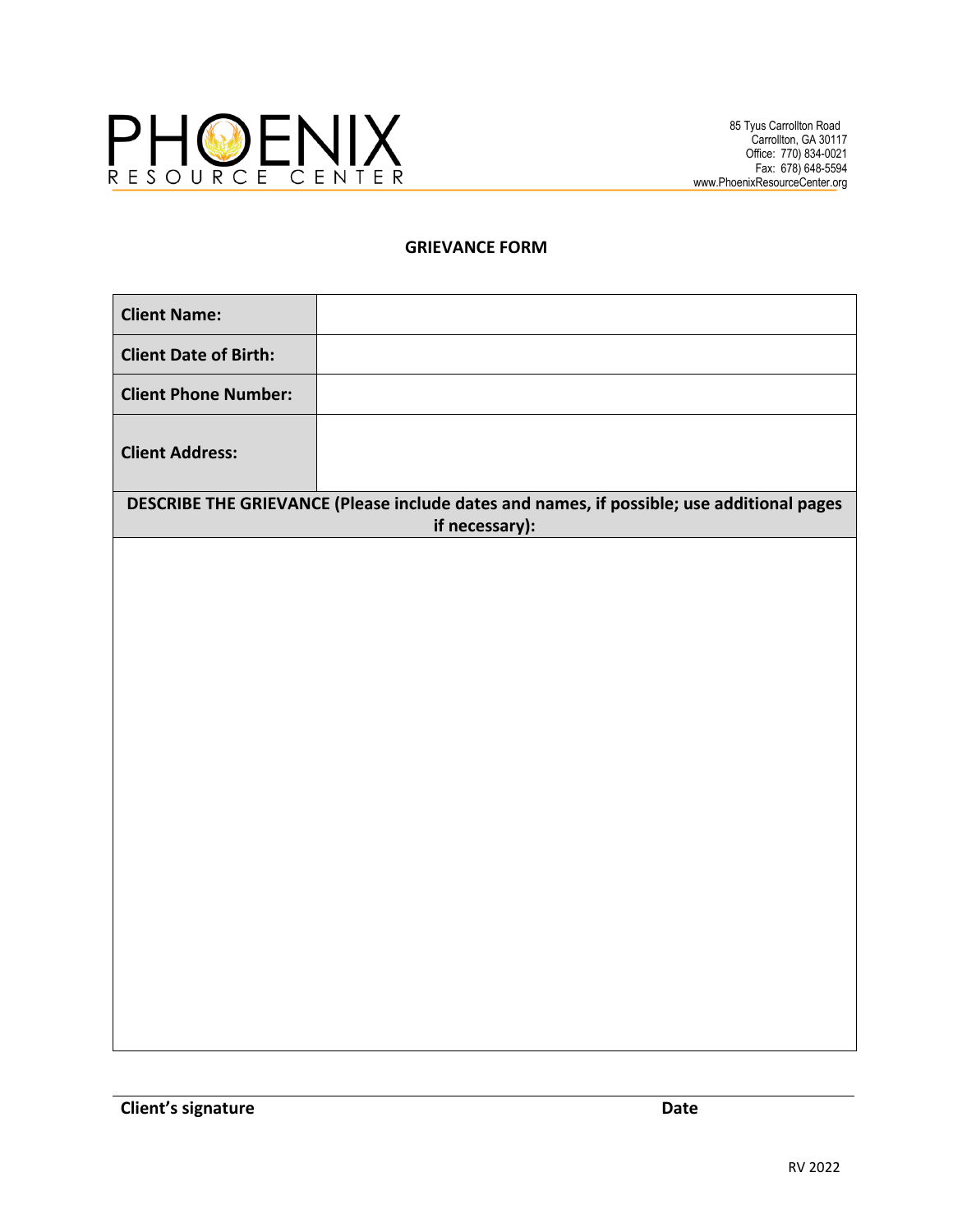PHOENIX RESOURCE CENTER

85 Tyus Carrollton Road
Carrollton, GA 30117
Office: 770) 834-0021
Fax: 678) 648-5594
www.PhoenixResourceCenter.org

## GRIEVANCE FORM

| | |
|---|---|
| **Client Name:** | |
| **Client Date of Birth:** | |
| **Client Phone Number:** | |
| **Client Address:** | |

| **DESCRIBE THE GRIEVANCE (Please include dates and names, if possible; use additional pages if necessary):** |
|---|
| |

**Client's signature** **Date**

RV 2022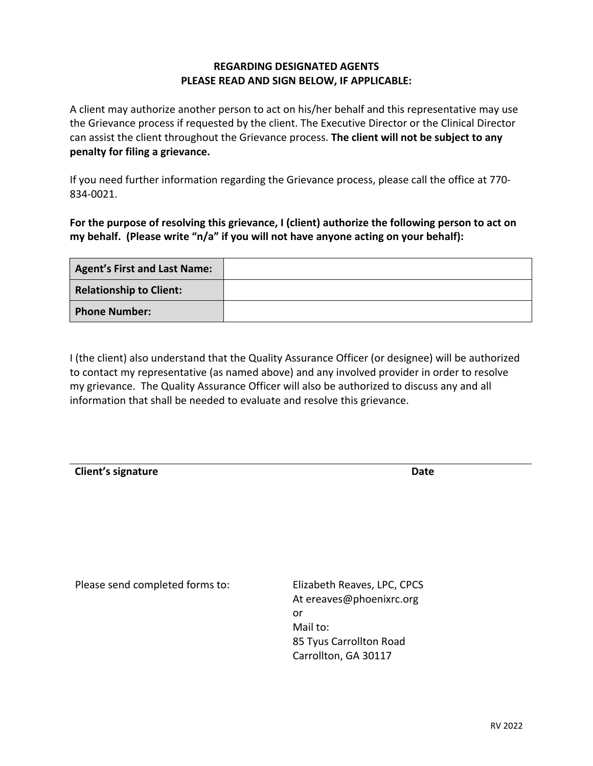## REGARDING DESIGNATED AGENTS
## PLEASE READ AND SIGN BELOW, IF APPLICABLE:

A client may authorize another person to act on his/her behalf and this representative may use the Grievance process if requested by the client. The Executive Director or the Clinical Director can assist the client throughout the Grievance process. **The client will not be subject to any penalty for filing a grievance.**

If you need further information regarding the Grievance process, please call the office at 770-834-0021.

**For the purpose of resolving this grievance, I (client) authorize the following person to act on my behalf. (Please write "n/a" if you will not have anyone acting on your behalf):**

| | |
|---|---|
| **Agent's First and Last Name:** | |
| **Relationship to Client:** | |
| **Phone Number:** | |

I (the client) also understand that the Quality Assurance Officer (or designee) will be authorized to contact my representative (as named above) and any involved provider in order to resolve my grievance. The Quality Assurance Officer will also be authorized to discuss any and all information that shall be needed to evaluate and resolve this grievance.

______________________________________________________________

**Client's signature** **Date**

Please send completed forms to:

Elizabeth Reaves, LPC, CPCS
At ereaves@phoenixrc.org
or
Mail to:
85 Tyus Carrollton Road
Carrollton, GA 30117

RV 2022